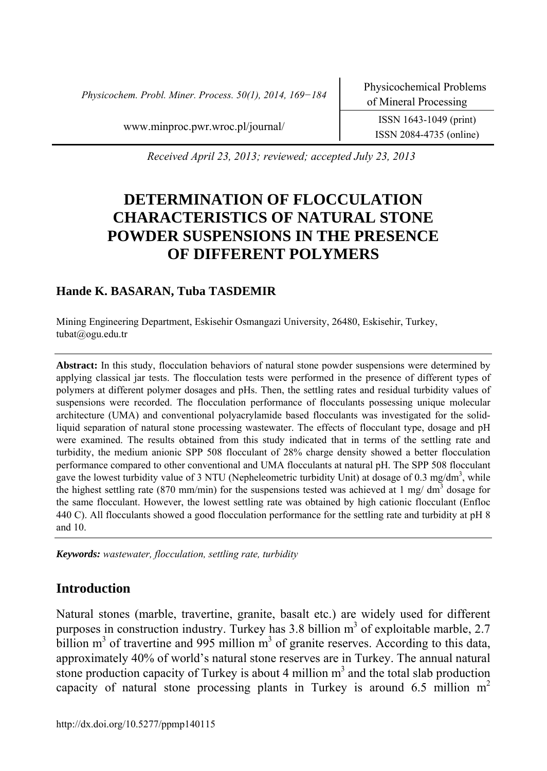Received April 23, 2013; reviewed; accepted July 23, 2013

# DETERMINATION OF FLOCCULATION CHARACTERISTICS OF NATURAL STONE POWDER SUSPENSIONS IN THE PRESENCE OF DIFFERENT POLYMERS

**Hande K. BASARAN, Tuba TASDEMIR**

Mining Engineering Department, Eskisehir Osmangazi University, 26480, Eskisehir, Turkey, tubat@ogu.edu.tr

**Abstract:** In this study, flocculation behaviors of natural stone powder suspensions were determined by applying classical jar tests. The flocculation tests were performed in the presence of different types of polymers at different polymer dosages and pHs. Then, the settling rates and residual turbidity values of suspensions were recorded. The flocculation performance of flocculants possessing unique molecular architecture (UMA) and conventional polyacrylamide based flocculants was investigated for the solid-liquid separation of natural stone processing wastewater. The effects of flocculant type, dosage and pH were examined. The results obtained from this study indicated that in terms of the settling rate and turbidity, the medium anionic SPP 508 flocculant of 28% charge density showed a better flocculation performance compared to other conventional and UMA flocculants at natural pH. The SPP 508 flocculant gave the lowest turbidity value of 3 NTU (Nepheleometric turbidity Unit) at dosage of 0.3 mg/dm$^3$, while the highest settling rate (870 mm/min) for the suspensions tested was achieved at 1 mg/ dm$^3$ dosage for the same flocculant. However, the lowest settling rate was obtained by high cationic flocculant (Enfloc 440 C). All flocculants showed a good flocculation performance for the settling rate and turbidity at pH 8 and 10.

***Keywords:*** *wastewater, flocculation, settling rate, turbidity*

## Introduction

Natural stones (marble, travertine, granite, basalt etc.) are widely used for different purposes in construction industry. Turkey has 3.8 billion m$^3$ of exploitable marble, 2.7 billion m$^3$ of travertine and 995 million m$^3$ of granite reserves. According to this data, approximately 40% of world's natural stone reserves are in Turkey. The annual natural stone production capacity of Turkey is about 4 million m$^3$ and the total slab production capacity of natural stone processing plants in Turkey is around 6.5 million m$^2$

http://dx.doi.org/10.5277/ppmp140115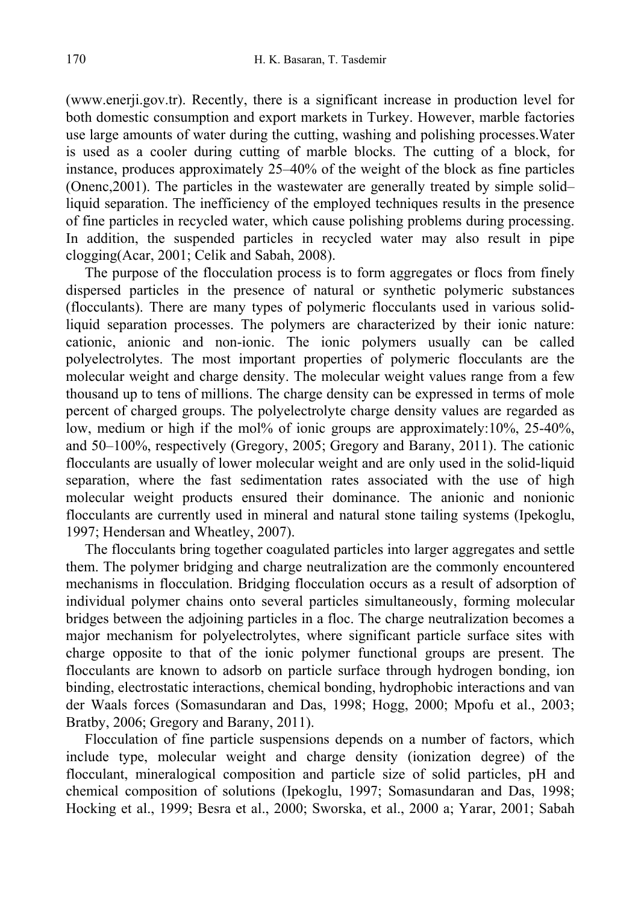(www.enerji.gov.tr). Recently, there is a significant increase in production level for both domestic consumption and export markets in Turkey. However, marble factories use large amounts of water during the cutting, washing and polishing processes.Water is used as a cooler during cutting of marble blocks. The cutting of a block, for instance, produces approximately 25–40% of the weight of the block as fine particles (Onenc,2001). The particles in the wastewater are generally treated by simple solid–liquid separation. The inefficiency of the employed techniques results in the presence of fine particles in recycled water, which cause polishing problems during processing. In addition, the suspended particles in recycled water may also result in pipe clogging(Acar, 2001; Celik and Sabah, 2008).

The purpose of the flocculation process is to form aggregates or flocs from finely dispersed particles in the presence of natural or synthetic polymeric substances (flocculants). There are many types of polymeric flocculants used in various solid-liquid separation processes. The polymers are characterized by their ionic nature: cationic, anionic and non-ionic. The ionic polymers usually can be called polyelectrolytes. The most important properties of polymeric flocculants are the molecular weight and charge density. The molecular weight values range from a few thousand up to tens of millions. The charge density can be expressed in terms of mole percent of charged groups. The polyelectrolyte charge density values are regarded as low, medium or high if the mol% of ionic groups are approximately:10%, 25-40%, and 50–100%, respectively (Gregory, 2005; Gregory and Barany, 2011). The cationic flocculants are usually of lower molecular weight and are only used in the solid-liquid separation, where the fast sedimentation rates associated with the use of high molecular weight products ensured their dominance. The anionic and nonionic flocculants are currently used in mineral and natural stone tailing systems (Ipekoglu, 1997; Hendersan and Wheatley, 2007).

The flocculants bring together coagulated particles into larger aggregates and settle them. The polymer bridging and charge neutralization are the commonly encountered mechanisms in flocculation. Bridging flocculation occurs as a result of adsorption of individual polymer chains onto several particles simultaneously, forming molecular bridges between the adjoining particles in a floc. The charge neutralization becomes a major mechanism for polyelectrolytes, where significant particle surface sites with charge opposite to that of the ionic polymer functional groups are present. The flocculants are known to adsorb on particle surface through hydrogen bonding, ion binding, electrostatic interactions, chemical bonding, hydrophobic interactions and van der Waals forces (Somasundaran and Das, 1998; Hogg, 2000; Mpofu et al., 2003; Bratby, 2006; Gregory and Barany, 2011).

Flocculation of fine particle suspensions depends on a number of factors, which include type, molecular weight and charge density (ionization degree) of the flocculant, mineralogical composition and particle size of solid particles, pH and chemical composition of solutions (Ipekoglu, 1997; Somasundaran and Das, 1998; Hocking et al., 1999; Besra et al., 2000; Sworska, et al., 2000 a; Yarar, 2001; Sabah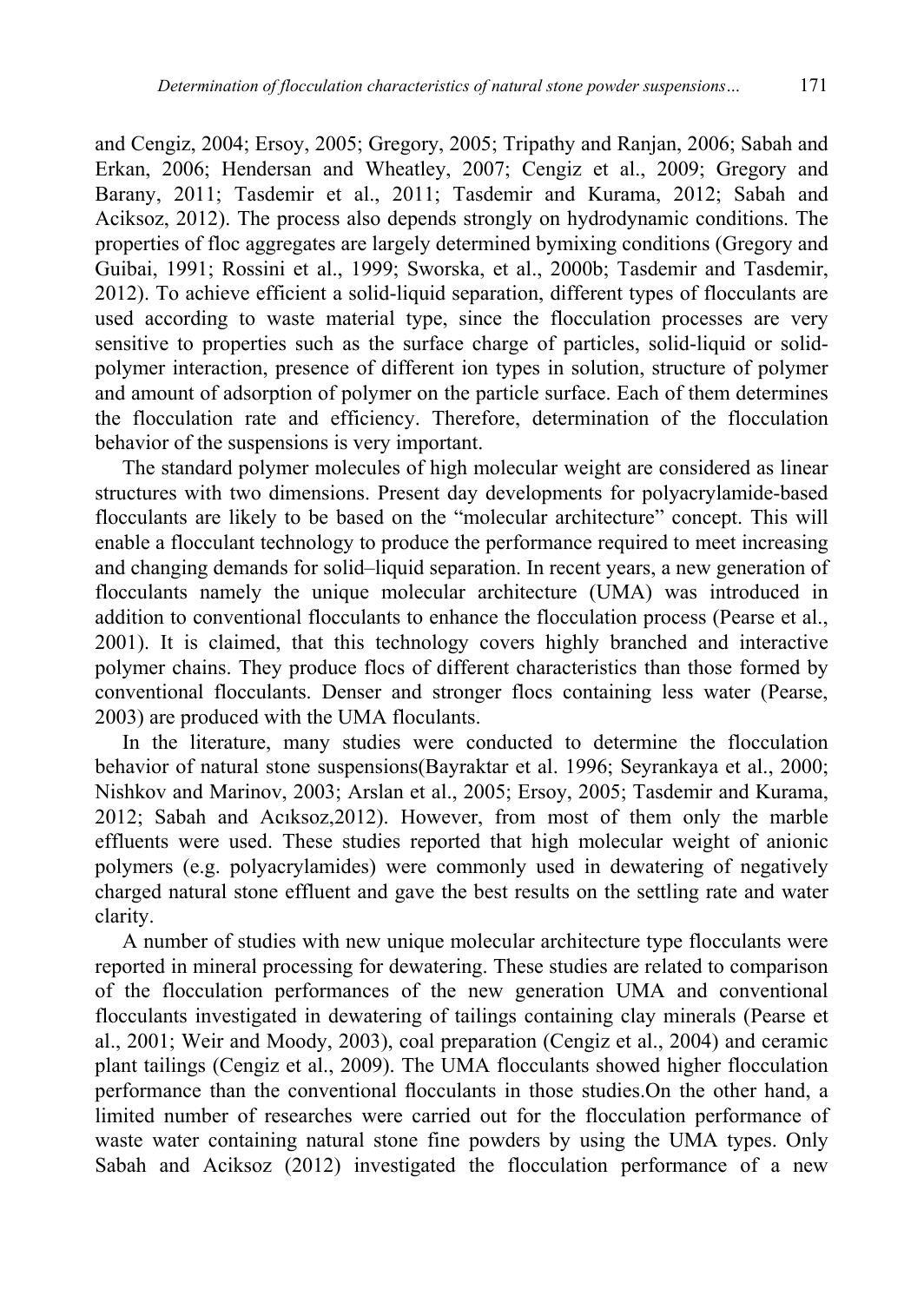and Cengiz, 2004; Ersoy, 2005; Gregory, 2005; Tripathy and Ranjan, 2006; Sabah and Erkan, 2006; Hendersan and Wheatley, 2007; Cengiz et al., 2009; Gregory and Barany, 2011; Tasdemir et al., 2011; Tasdemir and Kurama, 2012; Sabah and Aciksoz, 2012). The process also depends strongly on hydrodynamic conditions. The properties of floc aggregates are largely determined bymixing conditions (Gregory and Guibai, 1991; Rossini et al., 1999; Sworska, et al., 2000b; Tasdemir and Tasdemir, 2012). To achieve efficient a solid-liquid separation, different types of flocculants are used according to waste material type, since the flocculation processes are very sensitive to properties such as the surface charge of particles, solid-liquid or solid-polymer interaction, presence of different ion types in solution, structure of polymer and amount of adsorption of polymer on the particle surface. Each of them determines the flocculation rate and efficiency. Therefore, determination of the flocculation behavior of the suspensions is very important.

The standard polymer molecules of high molecular weight are considered as linear structures with two dimensions. Present day developments for polyacrylamide-based flocculants are likely to be based on the "molecular architecture" concept. This will enable a flocculant technology to produce the performance required to meet increasing and changing demands for solid–liquid separation. In recent years, a new generation of flocculants namely the unique molecular architecture (UMA) was introduced in addition to conventional flocculants to enhance the flocculation process (Pearse et al., 2001). It is claimed, that this technology covers highly branched and interactive polymer chains. They produce flocs of different characteristics than those formed by conventional flocculants. Denser and stronger flocs containing less water (Pearse, 2003) are produced with the UMA floculants.

In the literature, many studies were conducted to determine the flocculation behavior of natural stone suspensions(Bayraktar et al. 1996; Seyrankaya et al., 2000; Nishkov and Marinov, 2003; Arslan et al., 2005; Ersoy, 2005; Tasdemir and Kurama, 2012; Sabah and Acıksoz,2012). However, from most of them only the marble effluents were used. These studies reported that high molecular weight of anionic polymers (e.g. polyacrylamides) were commonly used in dewatering of negatively charged natural stone effluent and gave the best results on the settling rate and water clarity.

A number of studies with new unique molecular architecture type flocculants were reported in mineral processing for dewatering. These studies are related to comparison of the flocculation performances of the new generation UMA and conventional flocculants investigated in dewatering of tailings containing clay minerals (Pearse et al., 2001; Weir and Moody, 2003), coal preparation (Cengiz et al., 2004) and ceramic plant tailings (Cengiz et al., 2009). The UMA flocculants showed higher flocculation performance than the conventional flocculants in those studies.On the other hand, a limited number of researches were carried out for the flocculation performance of waste water containing natural stone fine powders by using the UMA types. Only Sabah and Aciksoz (2012) investigated the flocculation performance of a new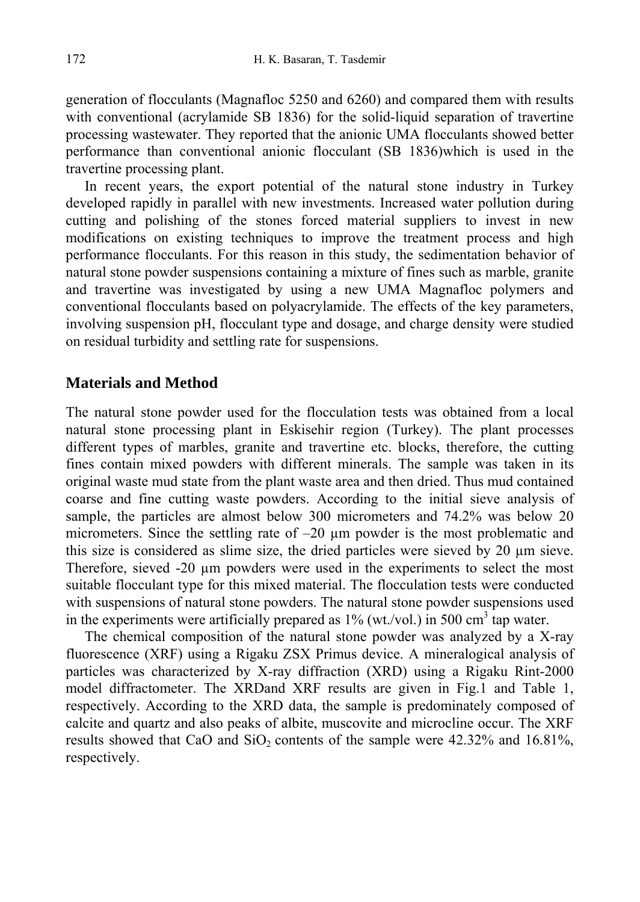generation of flocculants (Magnafloc 5250 and 6260) and compared them with results with conventional (acrylamide SB 1836) for the solid-liquid separation of travertine processing wastewater. They reported that the anionic UMA flocculants showed better performance than conventional anionic flocculant (SB 1836)which is used in the travertine processing plant.

In recent years, the export potential of the natural stone industry in Turkey developed rapidly in parallel with new investments. Increased water pollution during cutting and polishing of the stones forced material suppliers to invest in new modifications on existing techniques to improve the treatment process and high performance flocculants. For this reason in this study, the sedimentation behavior of natural stone powder suspensions containing a mixture of fines such as marble, granite and travertine was investigated by using a new UMA Magnafloc polymers and conventional flocculants based on polyacrylamide. The effects of the key parameters, involving suspension pH, flocculant type and dosage, and charge density were studied on residual turbidity and settling rate for suspensions.

## Materials and Method

The natural stone powder used for the flocculation tests was obtained from a local natural stone processing plant in Eskisehir region (Turkey). The plant processes different types of marbles, granite and travertine etc. blocks, therefore, the cutting fines contain mixed powders with different minerals. The sample was taken in its original waste mud state from the plant waste area and then dried. Thus mud contained coarse and fine cutting waste powders. According to the initial sieve analysis of sample, the particles are almost below 300 micrometers and 74.2% was below 20 micrometers. Since the settling rate of –20 µm powder is the most problematic and this size is considered as slime size, the dried particles were sieved by 20 µm sieve. Therefore, sieved -20 µm powders were used in the experiments to select the most suitable flocculant type for this mixed material. The flocculation tests were conducted with suspensions of natural stone powders. The natural stone powder suspensions used in the experiments were artificially prepared as 1% (wt./vol.) in 500 $cm^3$ tap water.

The chemical composition of the natural stone powder was analyzed by a X-ray fluorescence (XRF) using a Rigaku ZSX Primus device. A mineralogical analysis of particles was characterized by X-ray diffraction (XRD) using a Rigaku Rint-2000 model diffractometer. The XRDand XRF results are given in Fig.1 and Table 1, respectively. According to the XRD data, the sample is predominately composed of calcite and quartz and also peaks of albite, muscovite and microcline occur. The XRF results showed that CaO and $SiO_2$ contents of the sample were 42.32% and 16.81%, respectively.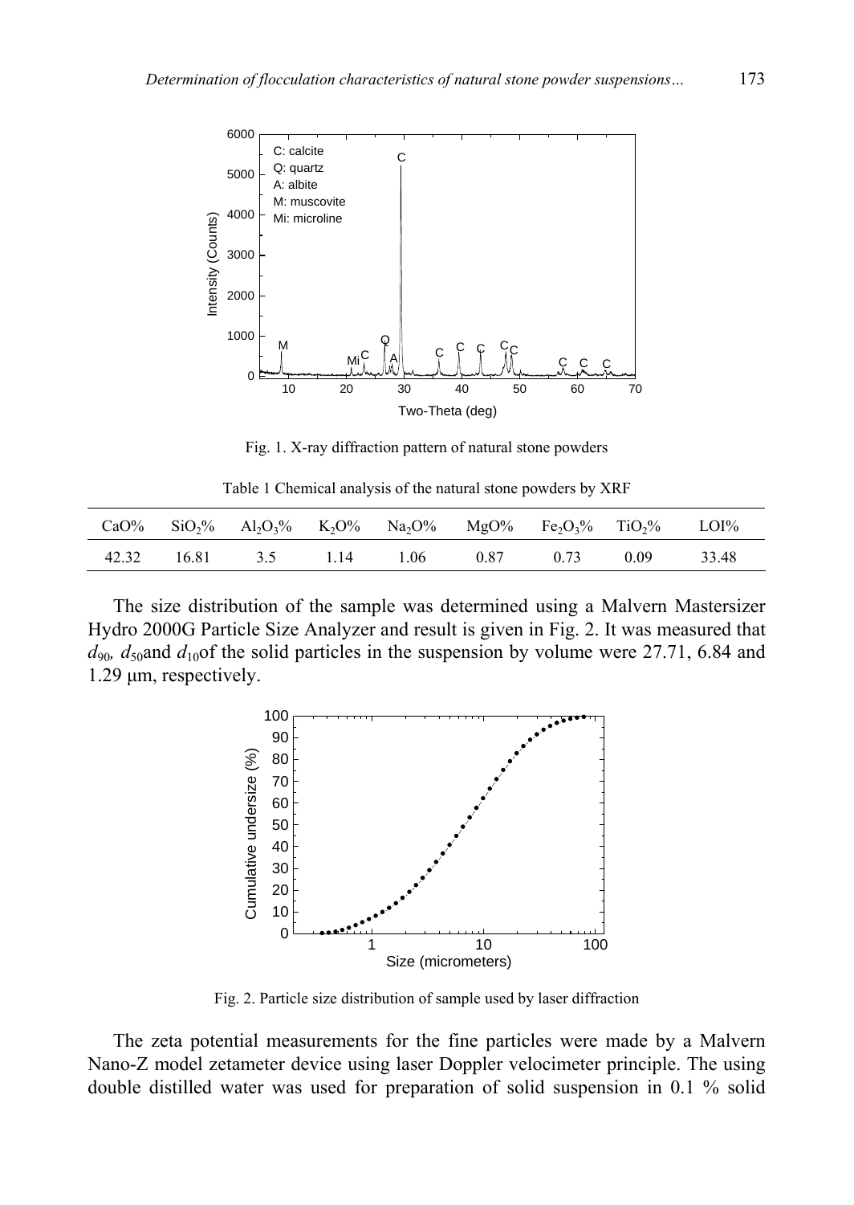Fig. 1. X-ray diffraction pattern of natural stone powders

Table 1 Chemical analysis of the natural stone powders by XRF

| CaO% | $SiO_2$% | $Al_2O_3$% | $K_2O$% | $Na_2O$% | MgO% | $Fe_2O_3$% | $TiO_2$% | LOI% |
|---|---|---|---|---|---|---|---|---|
| 42.32 | 16.81 | 3.5 | 1.14 | 1.06 | 0.87 | 0.73 | 0.09 | 33.48 |

The size distribution of the sample was determined using a Malvern Mastersizer Hydro 2000G Particle Size Analyzer and result is given in Fig. 2. It was measured that $d_{90}$, $d_{50}$and $d_{10}$of the solid particles in the suspension by volume were 27.71, 6.84 and 1.29 μm, respectively.

Fig. 2. Particle size distribution of sample used by laser diffraction

The zeta potential measurements for the fine particles were made by a Malvern Nano-Z model zetameter device using laser Doppler velocimeter principle. The using double distilled water was used for preparation of solid suspension in 0.1 % solid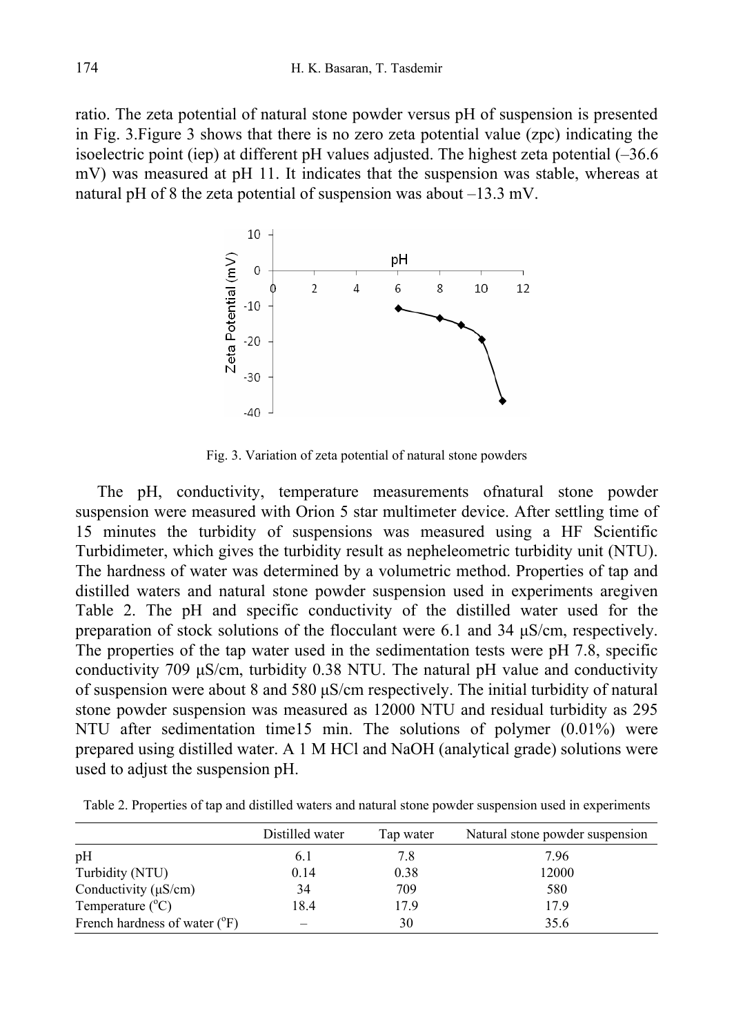ratio. The zeta potential of natural stone powder versus pH of suspension is presented in Fig. 3.Figure 3 shows that there is no zero zeta potential value (zpc) indicating the isoelectric point (iep) at different pH values adjusted. The highest zeta potential (–36.6 mV) was measured at pH 11. It indicates that the suspension was stable, whereas at natural pH of 8 the zeta potential of suspension was about –13.3 mV.

Fig. 3. Variation of zeta potential of natural stone powders

The pH, conductivity, temperature measurements ofnatural stone powder suspension were measured with Orion 5 star multimeter device. After settling time of 15 minutes the turbidity of suspensions was measured using a HF Scientific Turbidimeter, which gives the turbidity result as nepheleometric turbidity unit (NTU). The hardness of water was determined by a volumetric method. Properties of tap and distilled waters and natural stone powder suspension used in experiments aregiven Table 2. The pH and specific conductivity of the distilled water used for the preparation of stock solutions of the flocculant were 6.1 and 34 μS/cm, respectively. The properties of the tap water used in the sedimentation tests were pH 7.8, specific conductivity 709 μS/cm, turbidity 0.38 NTU. The natural pH value and conductivity of suspension were about 8 and 580 μS/cm respectively. The initial turbidity of natural stone powder suspension was measured as 12000 NTU and residual turbidity as 295 NTU after sedimentation time15 min. The solutions of polymer (0.01%) were prepared using distilled water. A 1 M HCl and NaOH (analytical grade) solutions were used to adjust the suspension pH.

Table 2. Properties of tap and distilled waters and natural stone powder suspension used in experiments

| | Distilled water | Tap water | Natural stone powder suspension |
|---|---|---|---|
| pH | 6.1 | 7.8 | 7.96 |
| Turbidity (NTU) | 0.14 | 0.38 | 12000 |
| Conductivity (μS/cm) | 34 | 709 | 580 |
| Temperature ($^{o}$C) | 18.4 | 17.9 | 17.9 |
| French hardness of water ($^{o}$F) | – | 30 | 35.6 |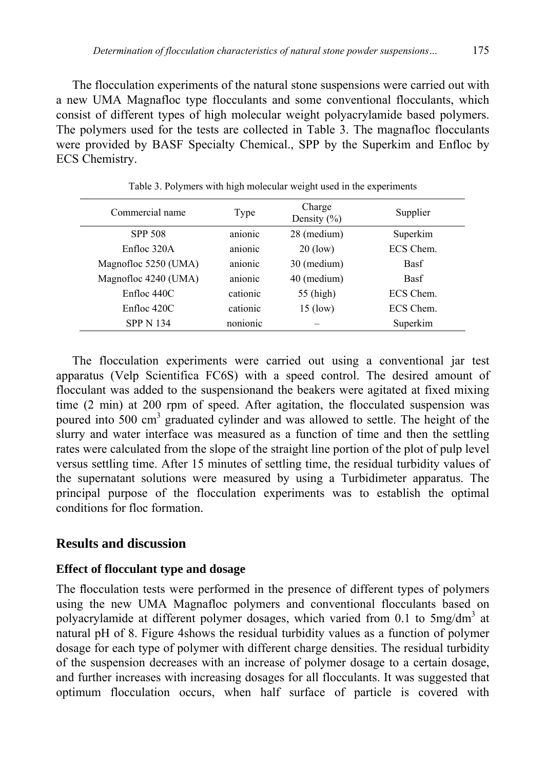The flocculation experiments of the natural stone suspensions were carried out with a new UMA Magnafloc type flocculants and some conventional flocculants, which consist of different types of high molecular weight polyacrylamide based polymers. The polymers used for the tests are collected in Table 3. The magnafloc flocculants were provided by BASF Specialty Chemical., SPP by the Superkim and Enfloc by ECS Chemistry.

Table 3. Polymers with high molecular weight used in the experiments

| Commercial name | Type | Charge Density (%) | Supplier |
|---|---|---|---|
| SPP 508 | anionic | 28 (medium) | Superkim |
| Enfloc 320A | anionic | 20 (low) | ECS Chem. |
| Magnofloc 5250 (UMA) | anionic | 30 (medium) | Basf |
| Magnofloc 4240 (UMA) | anionic | 40 (medium) | Basf |
| Enfloc 440C | cationic | 55 (high) | ECS Chem. |
| Enfloc 420C | cationic | 15 (low) | ECS Chem. |
| SPP N 134 | nonionic | – | Superkim |

The flocculation experiments were carried out using a conventional jar test apparatus (Velp Scientifica FC6S) with a speed control. The desired amount of flocculant was added to the suspensionand the beakers were agitated at fixed mixing time (2 min) at 200 rpm of speed. After agitation, the flocculated suspension was poured into 500 $cm^3$ graduated cylinder and was allowed to settle. The height of the slurry and water interface was measured as a function of time and then the settling rates were calculated from the slope of the straight line portion of the plot of pulp level versus settling time. After 15 minutes of settling time, the residual turbidity values of the supernatant solutions were measured by using a Turbidimeter apparatus. The principal purpose of the flocculation experiments was to establish the optimal conditions for floc formation.

## Results and discussion

### Effect of flocculant type and dosage

The flocculation tests were performed in the presence of different types of polymers using the new UMA Magnafloc polymers and conventional flocculants based on polyacrylamide at different polymer dosages, which varied from 0.1 to 5mg/$dm^3$ at natural pH of 8. Figure 4shows the residual turbidity values as a function of polymer dosage for each type of polymer with different charge densities. The residual turbidity of the suspension decreases with an increase of polymer dosage to a certain dosage, and further increases with increasing dosages for all flocculants. It was suggested that optimum flocculation occurs, when half surface of particle is covered with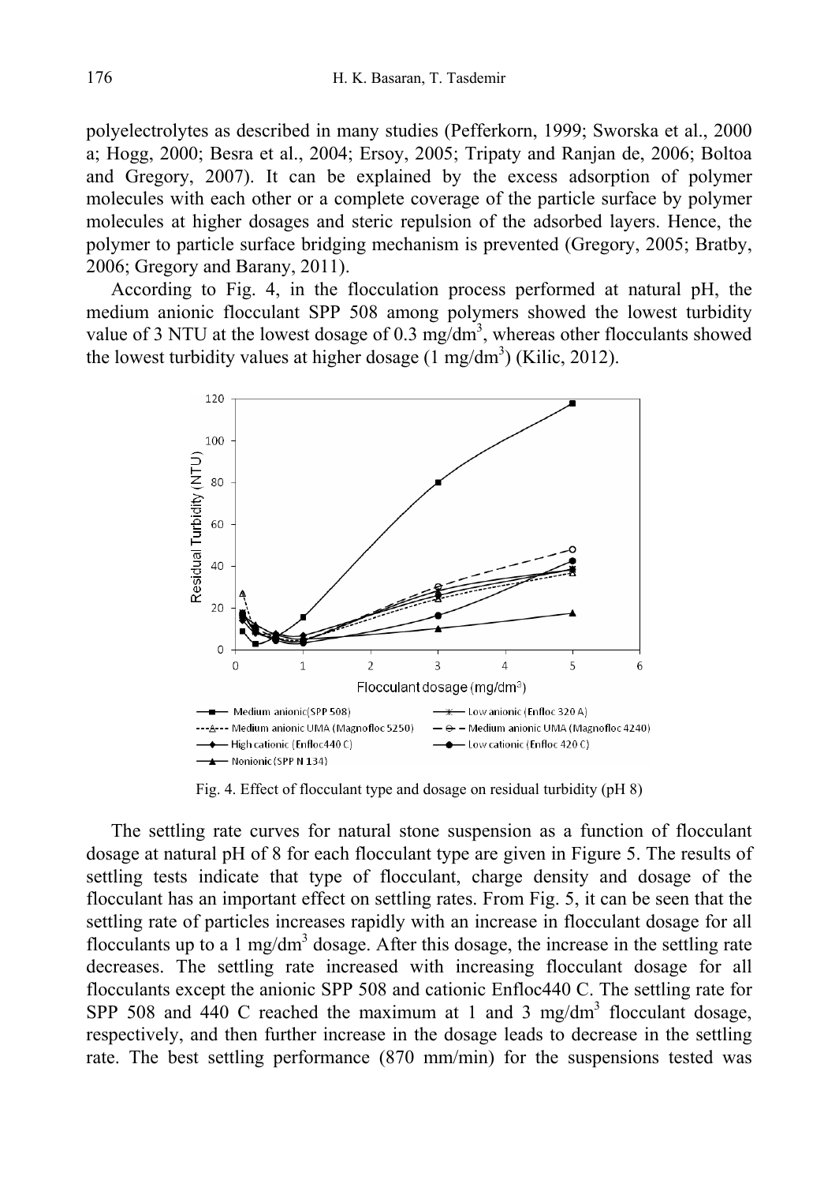polyelectrolytes as described in many studies (Pefferkorn, 1999; Sworska et al., 2000 a; Hogg, 2000; Besra et al., 2004; Ersoy, 2005; Tripaty and Ranjan de, 2006; Boltoa and Gregory, 2007). It can be explained by the excess adsorption of polymer molecules with each other or a complete coverage of the particle surface by polymer molecules at higher dosages and steric repulsion of the adsorbed layers. Hence, the polymer to particle surface bridging mechanism is prevented (Gregory, 2005; Bratby, 2006; Gregory and Barany, 2011).

According to Fig. 4, in the flocculation process performed at natural pH, the medium anionic flocculant SPP 508 among polymers showed the lowest turbidity value of 3 NTU at the lowest dosage of 0.3 mg/dm$^3$, whereas other flocculants showed the lowest turbidity values at higher dosage (1 mg/dm$^3$) (Kilic, 2012).

Fig. 4. Effect of flocculant type and dosage on residual turbidity (pH 8)

The settling rate curves for natural stone suspension as a function of flocculant dosage at natural pH of 8 for each flocculant type are given in Figure 5. The results of settling tests indicate that type of flocculant, charge density and dosage of the flocculant has an important effect on settling rates. From Fig. 5, it can be seen that the settling rate of particles increases rapidly with an increase in flocculant dosage for all flocculants up to a 1 mg/dm$^3$ dosage. After this dosage, the increase in the settling rate decreases. The settling rate increased with increasing flocculant dosage for all flocculants except the anionic SPP 508 and cationic Enfloc440 C. The settling rate for SPP 508 and 440 C reached the maximum at 1 and 3 mg/dm$^3$ flocculant dosage, respectively, and then further increase in the dosage leads to decrease in the settling rate. The best settling performance (870 mm/min) for the suspensions tested was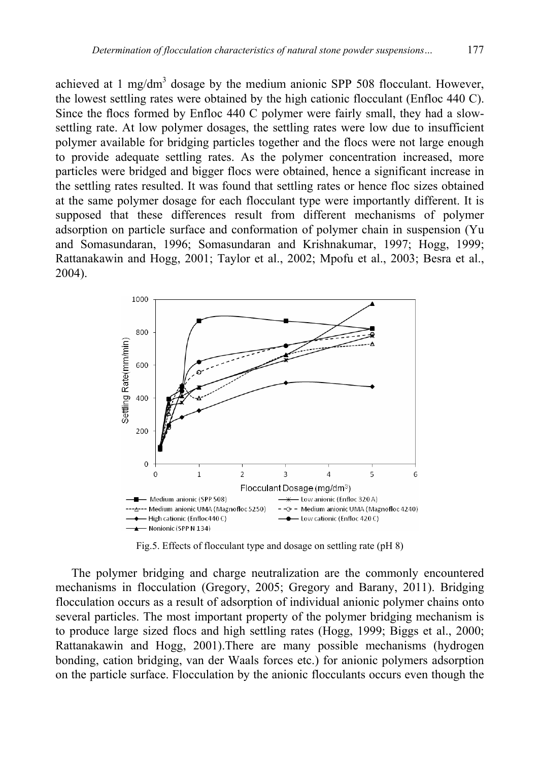achieved at 1 mg/dm$^3$ dosage by the medium anionic SPP 508 flocculant. However, the lowest settling rates were obtained by the high cationic flocculant (Enfloc 440 C). Since the flocs formed by Enfloc 440 C polymer were fairly small, they had a slow-settling rate. At low polymer dosages, the settling rates were low due to insufficient polymer available for bridging particles together and the flocs were not large enough to provide adequate settling rates. As the polymer concentration increased, more particles were bridged and bigger flocs were obtained, hence a significant increase in the settling rates resulted. It was found that settling rates or hence floc sizes obtained at the same polymer dosage for each flocculant type were importantly different. It is supposed that these differences result from different mechanisms of polymer adsorption on particle surface and conformation of polymer chain in suspension (Yu and Somasundaran, 1996; Somasundaran and Krishnakumar, 1997; Hogg, 1999; Rattanakawin and Hogg, 2001; Taylor et al., 2002; Mpofu et al., 2003; Besra et al., 2004).

Fig.5. Effects of flocculant type and dosage on settling rate (pH 8)

The polymer bridging and charge neutralization are the commonly encountered mechanisms in flocculation (Gregory, 2005; Gregory and Barany, 2011). Bridging flocculation occurs as a result of adsorption of individual anionic polymer chains onto several particles. The most important property of the polymer bridging mechanism is to produce large sized flocs and high settling rates (Hogg, 1999; Biggs et al., 2000; Rattanakawin and Hogg, 2001).There are many possible mechanisms (hydrogen bonding, cation bridging, van der Waals forces etc.) for anionic polymers adsorption on the particle surface. Flocculation by the anionic flocculants occurs even though the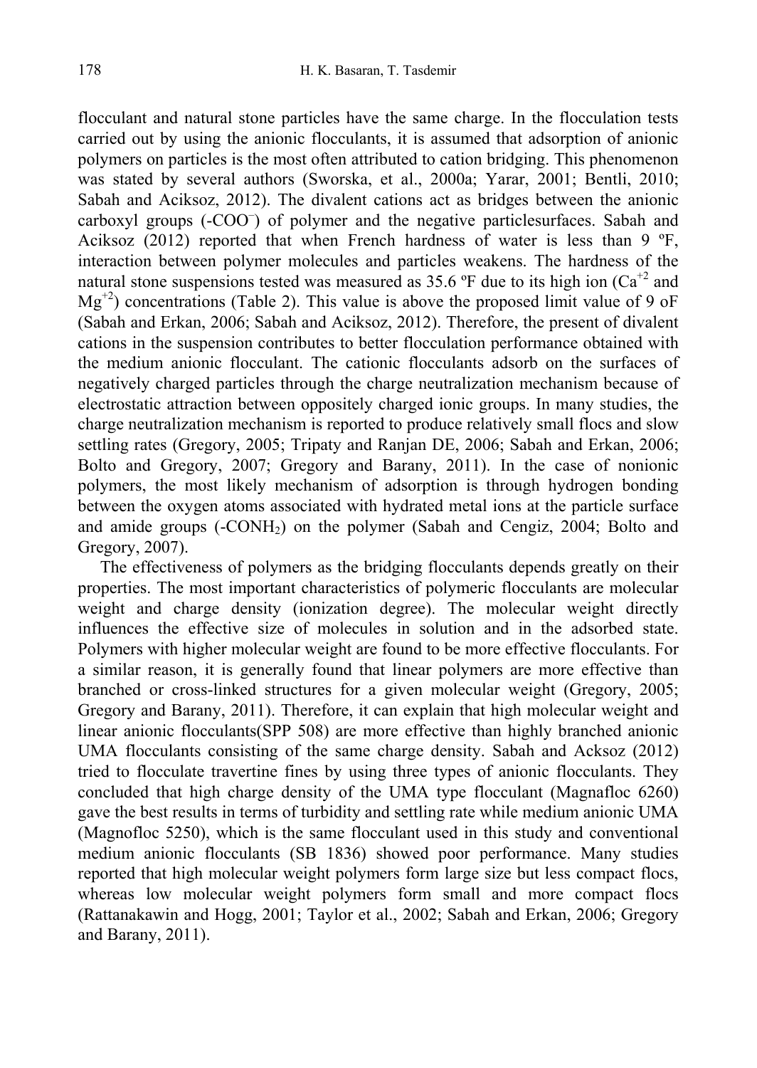flocculant and natural stone particles have the same charge. In the flocculation tests carried out by using the anionic flocculants, it is assumed that adsorption of anionic polymers on particles is the most often attributed to cation bridging. This phenomenon was stated by several authors (Sworska, et al., 2000a; Yarar, 2001; Bentli, 2010; Sabah and Aciksoz, 2012). The divalent cations act as bridges between the anionic carboxyl groups ($-COO^-$) of polymer and the negative particlesurfaces. Sabah and Aciksoz (2012) reported that when French hardness of water is less than 9 ºF, interaction between polymer molecules and particles weakens. The hardness of the natural stone suspensions tested was measured as 35.6 ºF due to its high ion ($Ca^{+2}$ and $Mg^{+2}$) concentrations (Table 2). This value is above the proposed limit value of 9 oF (Sabah and Erkan, 2006; Sabah and Aciksoz, 2012). Therefore, the present of divalent cations in the suspension contributes to better flocculation performance obtained with the medium anionic flocculant. The cationic flocculants adsorb on the surfaces of negatively charged particles through the charge neutralization mechanism because of electrostatic attraction between oppositely charged ionic groups. In many studies, the charge neutralization mechanism is reported to produce relatively small flocs and slow settling rates (Gregory, 2005; Tripaty and Ranjan DE, 2006; Sabah and Erkan, 2006; Bolto and Gregory, 2007; Gregory and Barany, 2011). In the case of nonionic polymers, the most likely mechanism of adsorption is through hydrogen bonding between the oxygen atoms associated with hydrated metal ions at the particle surface and amide groups ($-CONH_2$) on the polymer (Sabah and Cengiz, 2004; Bolto and Gregory, 2007).

The effectiveness of polymers as the bridging flocculants depends greatly on their properties. The most important characteristics of polymeric flocculants are molecular weight and charge density (ionization degree). The molecular weight directly influences the effective size of molecules in solution and in the adsorbed state. Polymers with higher molecular weight are found to be more effective flocculants. For a similar reason, it is generally found that linear polymers are more effective than branched or cross-linked structures for a given molecular weight (Gregory, 2005; Gregory and Barany, 2011). Therefore, it can explain that high molecular weight and linear anionic flocculants(SPP 508) are more effective than highly branched anionic UMA flocculants consisting of the same charge density. Sabah and Acksoz (2012) tried to flocculate travertine fines by using three types of anionic flocculants. They concluded that high charge density of the UMA type flocculant (Magnafloc 6260) gave the best results in terms of turbidity and settling rate while medium anionic UMA (Magnofloc 5250), which is the same flocculant used in this study and conventional medium anionic flocculants (SB 1836) showed poor performance. Many studies reported that high molecular weight polymers form large size but less compact flocs, whereas low molecular weight polymers form small and more compact flocs (Rattanakawin and Hogg, 2001; Taylor et al., 2002; Sabah and Erkan, 2006; Gregory and Barany, 2011).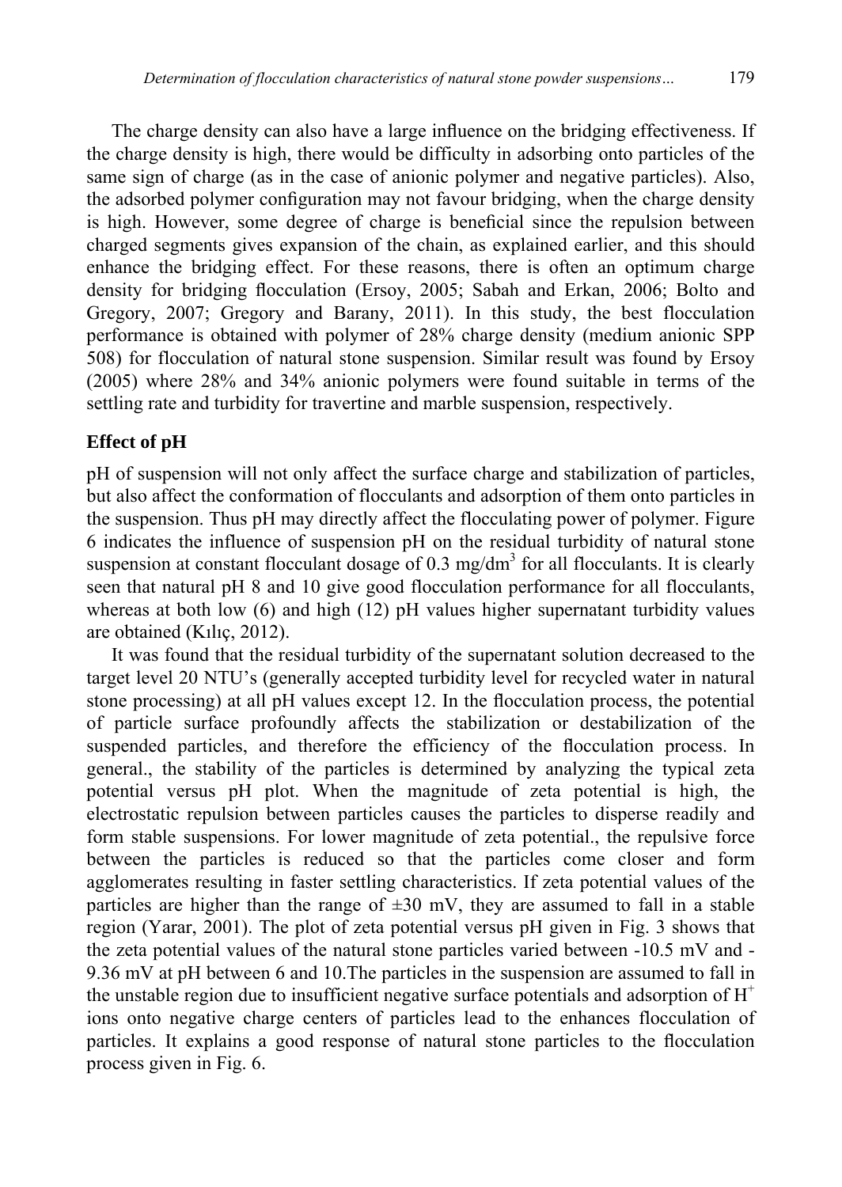The charge density can also have a large influence on the bridging effectiveness. If the charge density is high, there would be difficulty in adsorbing onto particles of the same sign of charge (as in the case of anionic polymer and negative particles). Also, the adsorbed polymer configuration may not favour bridging, when the charge density is high. However, some degree of charge is beneficial since the repulsion between charged segments gives expansion of the chain, as explained earlier, and this should enhance the bridging effect. For these reasons, there is often an optimum charge density for bridging flocculation (Ersoy, 2005; Sabah and Erkan, 2006; Bolto and Gregory, 2007; Gregory and Barany, 2011). In this study, the best flocculation performance is obtained with polymer of 28% charge density (medium anionic SPP 508) for flocculation of natural stone suspension. Similar result was found by Ersoy (2005) where 28% and 34% anionic polymers were found suitable in terms of the settling rate and turbidity for travertine and marble suspension, respectively.

## Effect of pH

pH of suspension will not only affect the surface charge and stabilization of particles, but also affect the conformation of flocculants and adsorption of them onto particles in the suspension. Thus pH may directly affect the flocculating power of polymer. Figure 6 indicates the influence of suspension pH on the residual turbidity of natural stone suspension at constant flocculant dosage of 0.3 mg/dm$^3$ for all flocculants. It is clearly seen that natural pH 8 and 10 give good flocculation performance for all flocculants, whereas at both low (6) and high (12) pH values higher supernatant turbidity values are obtained (Kılıç, 2012).

It was found that the residual turbidity of the supernatant solution decreased to the target level 20 NTU's (generally accepted turbidity level for recycled water in natural stone processing) at all pH values except 12. In the flocculation process, the potential of particle surface profoundly affects the stabilization or destabilization of the suspended particles, and therefore the efficiency of the flocculation process. In general., the stability of the particles is determined by analyzing the typical zeta potential versus pH plot. When the magnitude of zeta potential is high, the electrostatic repulsion between particles causes the particles to disperse readily and form stable suspensions. For lower magnitude of zeta potential., the repulsive force between the particles is reduced so that the particles come closer and form agglomerates resulting in faster settling characteristics. If zeta potential values of the particles are higher than the range of ±30 mV, they are assumed to fall in a stable region (Yarar, 2001). The plot of zeta potential versus pH given in Fig. 3 shows that the zeta potential values of the natural stone particles varied between -10.5 mV and -9.36 mV at pH between 6 and 10.The particles in the suspension are assumed to fall in the unstable region due to insufficient negative surface potentials and adsorption of $H^+$ ions onto negative charge centers of particles lead to the enhances flocculation of particles. It explains a good response of natural stone particles to the flocculation process given in Fig. 6.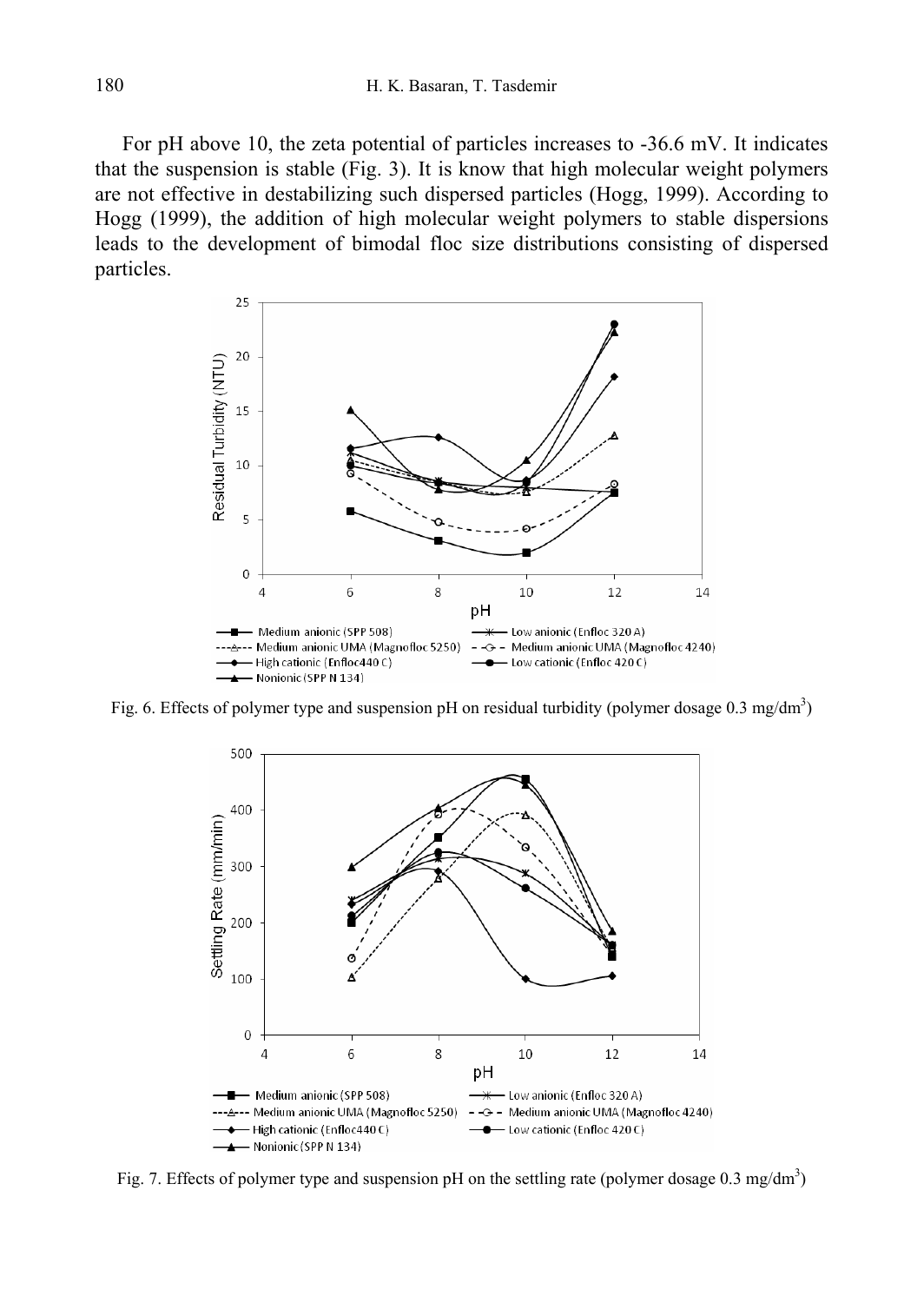For pH above 10, the zeta potential of particles increases to -36.6 mV. It indicates that the suspension is stable (Fig. 3). It is know that high molecular weight polymers are not effective in destabilizing such dispersed particles (Hogg, 1999). According to Hogg (1999), the addition of high molecular weight polymers to stable dispersions leads to the development of bimodal floc size distributions consisting of dispersed particles.

Fig. 6. Effects of polymer type and suspension pH on residual turbidity (polymer dosage 0.3 mg/dm$^3$)

Fig. 7. Effects of polymer type and suspension pH on the settling rate (polymer dosage 0.3 mg/dm$^3$)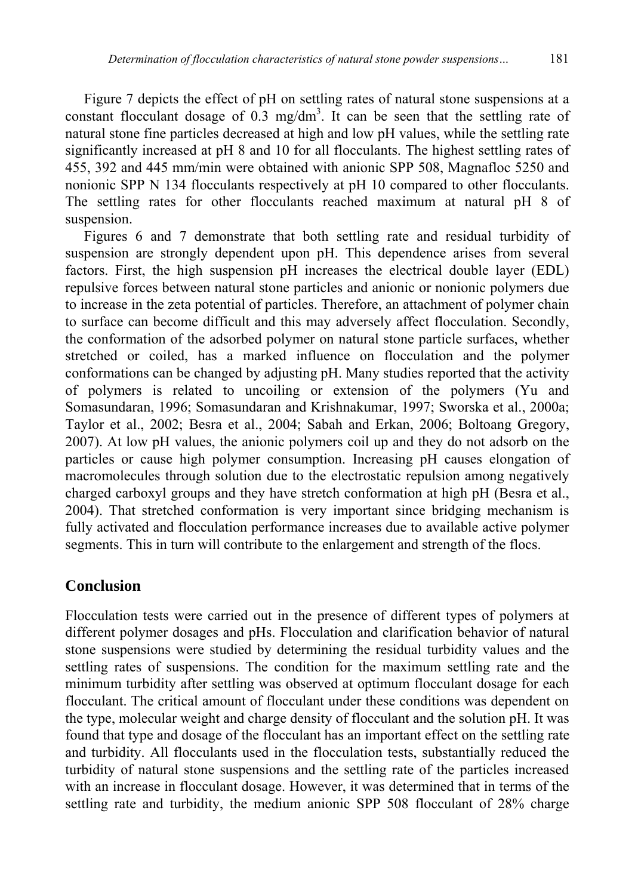Figure 7 depicts the effect of pH on settling rates of natural stone suspensions at a constant flocculant dosage of 0.3 mg/dm$^3$. It can be seen that the settling rate of natural stone fine particles decreased at high and low pH values, while the settling rate significantly increased at pH 8 and 10 for all flocculants. The highest settling rates of 455, 392 and 445 mm/min were obtained with anionic SPP 508, Magnafloc 5250 and nonionic SPP N 134 flocculants respectively at pH 10 compared to other flocculants. The settling rates for other flocculants reached maximum at natural pH 8 of suspension.

Figures 6 and 7 demonstrate that both settling rate and residual turbidity of suspension are strongly dependent upon pH. This dependence arises from several factors. First, the high suspension pH increases the electrical double layer (EDL) repulsive forces between natural stone particles and anionic or nonionic polymers due to increase in the zeta potential of particles. Therefore, an attachment of polymer chain to surface can become difficult and this may adversely affect flocculation. Secondly, the conformation of the adsorbed polymer on natural stone particle surfaces, whether stretched or coiled, has a marked influence on flocculation and the polymer conformations can be changed by adjusting pH. Many studies reported that the activity of polymers is related to uncoiling or extension of the polymers (Yu and Somasundaran, 1996; Somasundaran and Krishnakumar, 1997; Sworska et al., 2000a; Taylor et al., 2002; Besra et al., 2004; Sabah and Erkan, 2006; Boltoang Gregory, 2007). At low pH values, the anionic polymers coil up and they do not adsorb on the particles or cause high polymer consumption. Increasing pH causes elongation of macromolecules through solution due to the electrostatic repulsion among negatively charged carboxyl groups and they have stretch conformation at high pH (Besra et al., 2004). That stretched conformation is very important since bridging mechanism is fully activated and flocculation performance increases due to available active polymer segments. This in turn will contribute to the enlargement and strength of the flocs.

## Conclusion

Flocculation tests were carried out in the presence of different types of polymers at different polymer dosages and pHs. Flocculation and clarification behavior of natural stone suspensions were studied by determining the residual turbidity values and the settling rates of suspensions. The condition for the maximum settling rate and the minimum turbidity after settling was observed at optimum flocculant dosage for each flocculant. The critical amount of flocculant under these conditions was dependent on the type, molecular weight and charge density of flocculant and the solution pH. It was found that type and dosage of the flocculant has an important effect on the settling rate and turbidity. All flocculants used in the flocculation tests, substantially reduced the turbidity of natural stone suspensions and the settling rate of the particles increased with an increase in flocculant dosage. However, it was determined that in terms of the settling rate and turbidity, the medium anionic SPP 508 flocculant of 28% charge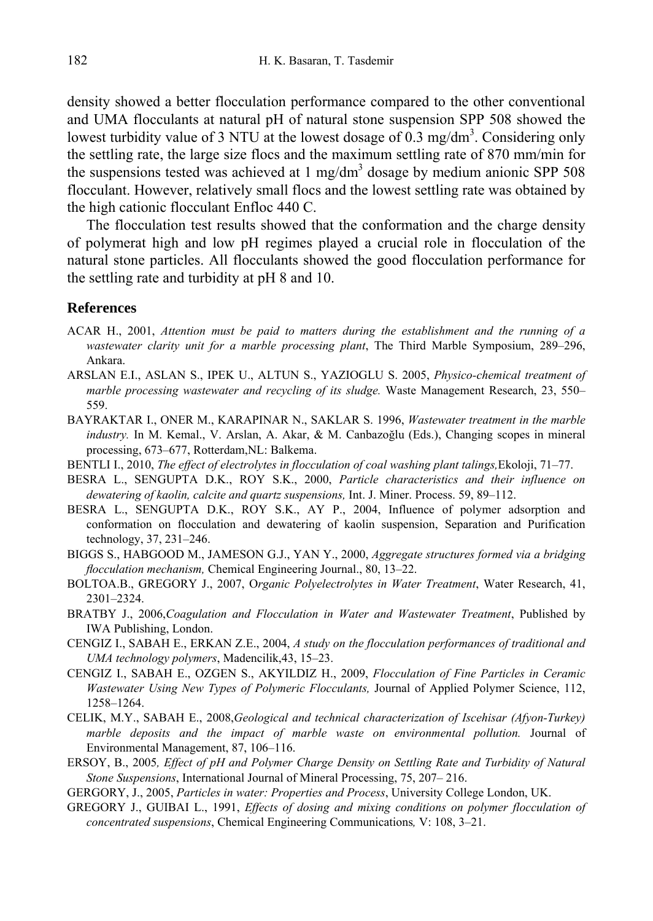density showed a better flocculation performance compared to the other conventional and UMA flocculants at natural pH of natural stone suspension SPP 508 showed the lowest turbidity value of 3 NTU at the lowest dosage of 0.3 mg/dm$^3$. Considering only the settling rate, the large size flocs and the maximum settling rate of 870 mm/min for the suspensions tested was achieved at 1 mg/dm$^3$ dosage by medium anionic SPP 508 flocculant. However, relatively small flocs and the lowest settling rate was obtained by the high cationic flocculant Enfloc 440 C.

The flocculation test results showed that the conformation and the charge density of polymerat high and low pH regimes played a crucial role in flocculation of the natural stone particles. All flocculants showed the good flocculation performance for the settling rate and turbidity at pH 8 and 10.

## References

ACAR H., 2001, *Attention must be paid to matters during the establishment and the running of a wastewater clarity unit for a marble processing plant*, The Third Marble Symposium, 289–296, Ankara.

ARSLAN E.I., ASLAN S., IPEK U., ALTUN S., YAZIOGLU S. 2005, *Physico-chemical treatment of marble processing wastewater and recycling of its sludge.* Waste Management Research, 23, 550–559.

BAYRAKTAR I., ONER M., KARAPINAR N., SAKLAR S. 1996, *Wastewater treatment in the marble industry.* In M. Kemal., V. Arslan, A. Akar, & M. Canbazoğlu (Eds.), Changing scopes in mineral processing, 673–677, Rotterdam,NL: Balkema.

BENTLI I., 2010, *The effect of electrolytes in flocculation of coal washing plant talings,*Ekoloji, 71–77.

BESRA L., SENGUPTA D.K., ROY S.K., 2000, *Particle characteristics and their influence on dewatering of kaolin, calcite and quartz suspensions,* Int. J. Miner. Process. 59, 89–112.

BESRA L., SENGUPTA D.K., ROY S.K., AY P., 2004, Influence of polymer adsorption and conformation on flocculation and dewatering of kaolin suspension, Separation and Purification technology, 37, 231–246.

BIGGS S., HABGOOD M., JAMESON G.J., YAN Y., 2000, *Aggregate structures formed via a bridging flocculation mechanism,* Chemical Engineering Journal., 80, 13–22.

BOLTOA.B., GREGORY J., 2007, O*rganic Polyelectrolytes in Water Treatment*, Water Research, 41, 2301–2324.

BRATBY J., 2006,*Coagulation and Flocculation in Water and Wastewater Treatment*, Published by IWA Publishing, London.

CENGIZ I., SABAH E., ERKAN Z.E., 2004, *A study on the flocculation performances of traditional and UMA technology polymers*, Madencilik,43, 15–23.

CENGIZ I., SABAH E., OZGEN S., AKYILDIZ H., 2009, *Flocculation of Fine Particles in Ceramic Wastewater Using New Types of Polymeric Flocculants,* Journal of Applied Polymer Science, 112, 1258–1264.

CELIK, M.Y., SABAH E., 2008,*Geological and technical characterization of Iscehisar (Afyon-Turkey) marble deposits and the impact of marble waste on environmental pollution.* Journal of Environmental Management, 87, 106–116.

ERSOY, B., 2005*, Effect of pH and Polymer Charge Density on Settling Rate and Turbidity of Natural Stone Suspensions*, International Journal of Mineral Processing, 75, 207– 216.

GERGORY, J., 2005, *Particles in water: Properties and Process*, University College London, UK.

GREGORY J., GUIBAI L., 1991, *Effects of dosing and mixing conditions on polymer flocculation of concentrated suspensions*, Chemical Engineering Communications*,* V: 108, 3–21.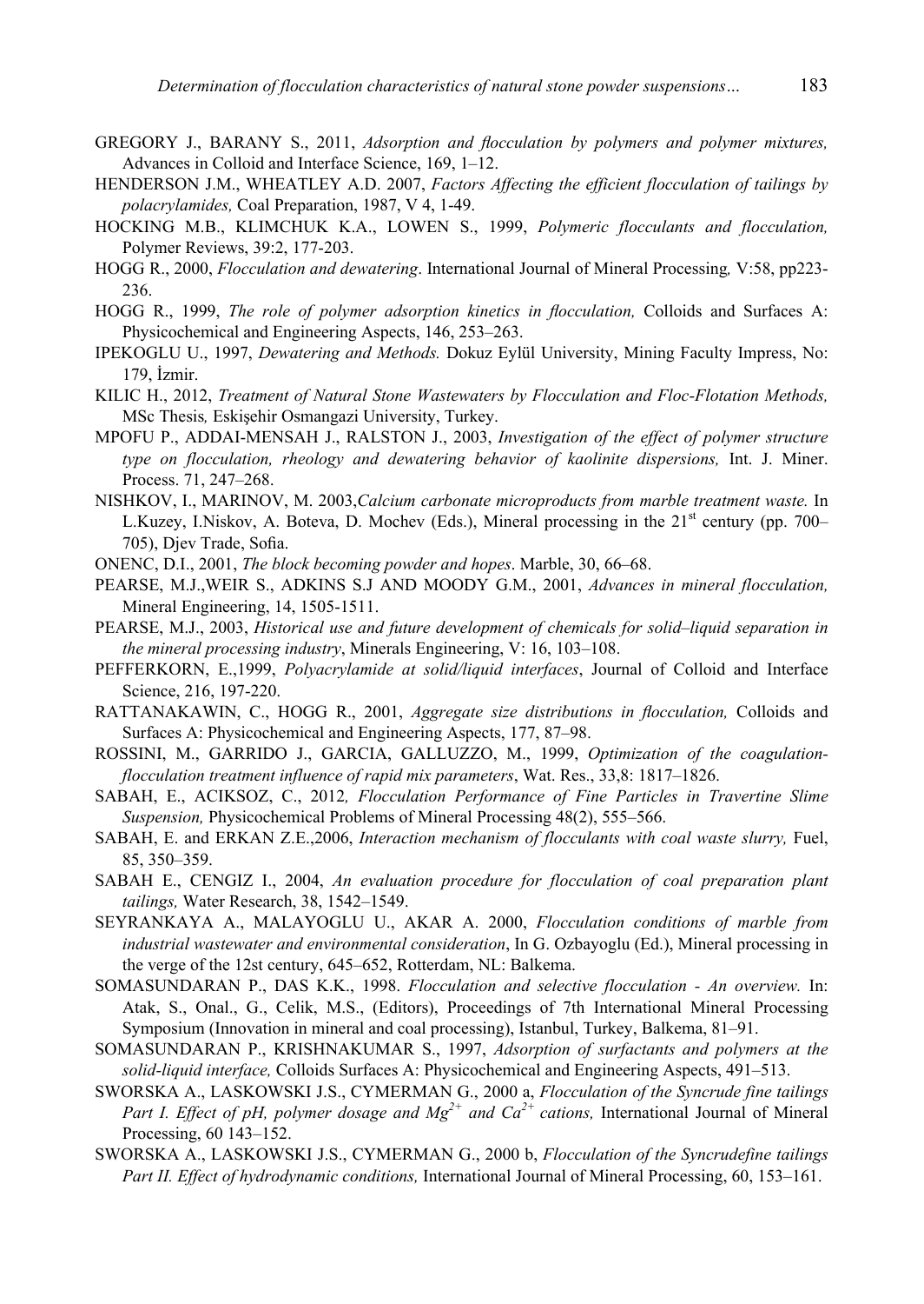GREGORY J., BARANY S., 2011, *Adsorption and flocculation by polymers and polymer mixtures,* Advances in Colloid and Interface Science, 169, 1–12.

HENDERSON J.M., WHEATLEY A.D. 2007, *Factors Affecting the efficient flocculation of tailings by polacrylamides,* Coal Preparation, 1987, V 4, 1-49.

HOCKING M.B., KLIMCHUK K.A., LOWEN S., 1999, *Polymeric flocculants and flocculation,* Polymer Reviews, 39:2, 177-203.

HOGG R., 2000, *Flocculation and dewatering*. International Journal of Mineral Processing*,* V:58, pp223-236.

HOGG R., 1999, *The role of polymer adsorption kinetics in flocculation,* Colloids and Surfaces A: Physicochemical and Engineering Aspects, 146, 253–263.

IPEKOGLU U., 1997, *Dewatering and Methods.* Dokuz Eylül University, Mining Faculty Impress, No: 179, İzmir.

KILIC H., 2012, *Treatment of Natural Stone Wastewaters by Flocculation and Floc-Flotation Methods,* MSc Thesis*,* Eskişehir Osmangazi University, Turkey.

MPOFU P., ADDAI-MENSAH J., RALSTON J., 2003, *Investigation of the effect of polymer structure type on flocculation, rheology and dewatering behavior of kaolinite dispersions,* Int. J. Miner. Process. 71, 247–268.

NISHKOV, I., MARINOV, M. 2003,*Calcium carbonate microproducts from marble treatment waste.* In L.Kuzey, I.Niskov, A. Boteva, D. Mochev (Eds.), Mineral processing in the 21st century (pp. 700–705), Djev Trade, Sofia.

ONENC, D.I., 2001, *The block becoming powder and hopes*. Marble, 30, 66–68.

PEARSE, M.J.,WEIR S., ADKINS S.J AND MOODY G.M., 2001, *Advances in mineral flocculation,* Mineral Engineering, 14, 1505-1511.

PEARSE, M.J., 2003, *Historical use and future development of chemicals for solid–liquid separation in the mineral processing industry*, Minerals Engineering, V: 16, 103–108.

PEFFERKORN, E.,1999, *Polyacrylamide at solid/liquid interfaces*, Journal of Colloid and Interface Science, 216, 197-220.

RATTANAKAWIN, C., HOGG R., 2001, *Aggregate size distributions in flocculation,* Colloids and Surfaces A: Physicochemical and Engineering Aspects, 177, 87–98.

ROSSINI, M., GARRIDO J., GARCIA, GALLUZZO, M., 1999, *Optimization of the coagulation-flocculation treatment influence of rapid mix parameters*, Wat. Res., 33,8: 1817–1826.

SABAH, E., ACIKSOZ, C., 2012*, Flocculation Performance of Fine Particles in Travertine Slime Suspension,* Physicochemical Problems of Mineral Processing 48(2), 555–566.

SABAH, E. and ERKAN Z.E.,2006, *Interaction mechanism of flocculants with coal waste slurry,* Fuel, 85, 350–359.

SABAH E., CENGIZ I., 2004, *An evaluation procedure for flocculation of coal preparation plant tailings,* Water Research, 38, 1542–1549.

SEYRANKAYA A., MALAYOGLU U., AKAR A. 2000, *Flocculation conditions of marble from industrial wastewater and environmental consideration*, In G. Ozbayoglu (Ed.), Mineral processing in the verge of the 12st century, 645–652, Rotterdam, NL: Balkema.

SOMASUNDARAN P., DAS K.K., 1998. *Flocculation and selective flocculation - An overview.* In: Atak, S., Onal., G., Celik, M.S., (Editors), Proceedings of 7th International Mineral Processing Symposium (Innovation in mineral and coal processing), Istanbul, Turkey, Balkema, 81–91.

SOMASUNDARAN P., KRISHNAKUMAR S., 1997, *Adsorption of surfactants and polymers at the solid-liquid interface,* Colloids Surfaces A: Physicochemical and Engineering Aspects, 491–513.

SWORSKA A., LASKOWSKI J.S., CYMERMAN G., 2000 a, *Flocculation of the Syncrude fine tailings Part I. Effect of pH, polymer dosage and $Mg^{2+}$ and $Ca^{2+}$ cations,* International Journal of Mineral Processing, 60 143–152.

SWORSKA A., LASKOWSKI J.S., CYMERMAN G., 2000 b, *Flocculation of the Syncrudefine tailings Part II. Effect of hydrodynamic conditions,* International Journal of Mineral Processing, 60, 153–161.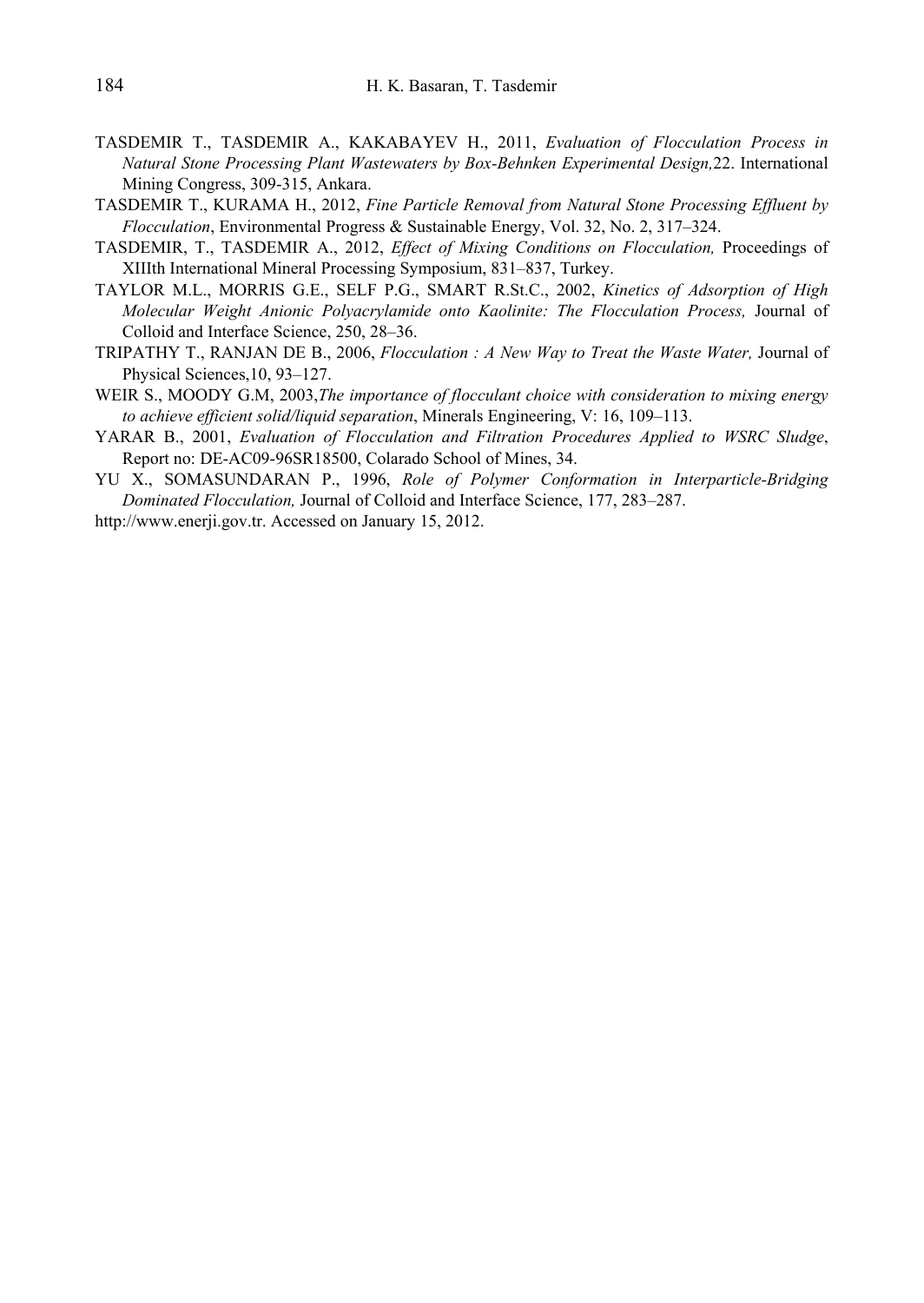TASDEMIR T., TASDEMIR A., KAKABAYEV H., 2011, *Evaluation of Flocculation Process in Natural Stone Processing Plant Wastewaters by Box-Behnken Experimental Design,*22. International Mining Congress, 309-315, Ankara.

TASDEMIR T., KURAMA H., 2012, *Fine Particle Removal from Natural Stone Processing Effluent by Flocculation*, Environmental Progress & Sustainable Energy, Vol. 32, No. 2, 317–324.

TASDEMIR, T., TASDEMIR A., 2012, *Effect of Mixing Conditions on Flocculation,* Proceedings of XIIIth International Mineral Processing Symposium, 831–837, Turkey.

TAYLOR M.L., MORRIS G.E., SELF P.G., SMART R.St.C., 2002, *Kinetics of Adsorption of High Molecular Weight Anionic Polyacrylamide onto Kaolinite: The Flocculation Process,* Journal of Colloid and Interface Science, 250, 28–36.

TRIPATHY T., RANJAN DE B., 2006, *Flocculation : A New Way to Treat the Waste Water,* Journal of Physical Sciences,10, 93–127.

WEIR S., MOODY G.M, 2003,*The importance of flocculant choice with consideration to mixing energy to achieve efficient solid/liquid separation*, Minerals Engineering, V: 16, 109–113.

YARAR B., 2001, *Evaluation of Flocculation and Filtration Procedures Applied to WSRC Sludge*, Report no: DE-AC09-96SR18500, Colarado School of Mines, 34.

YU X., SOMASUNDARAN P., 1996, *Role of Polymer Conformation in Interparticle-Bridging Dominated Flocculation,* Journal of Colloid and Interface Science, 177, 283–287.

http://www.enerji.gov.tr. Accessed on January 15, 2012.